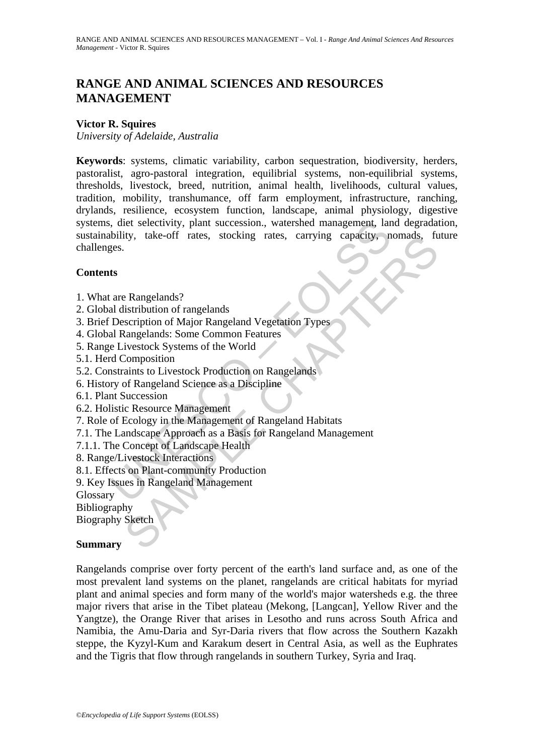# RANGE AND ANIMAL SCIENCES AND RESOURCES MANAGEMENT

**Victor R. Squires**

*University of Adelaide, Australia*

**Keywords**: systems, climatic variability, carbon sequestration, biodiversity, herders, pastoralist, agro-pastoral integration, equilibrial systems, non-equilibrial systems, thresholds, livestock, breed, nutrition, animal health, livelihoods, cultural values, tradition, mobility, transhumance, off farm employment, infrastructure, ranching, drylands, resilience, ecosystem function, landscape, animal physiology, digestive systems, diet selectivity, plant succession., watershed management, land degradation, sustainability, take-off rates, stocking rates, carrying capacity, nomads, future challenges.

## Contents

1. What are Rangelands?
2. Global distribution of rangelands
3. Brief Description of Major Rangeland Vegetation Types
4. Global Rangelands: Some Common Features
5. Range Livestock Systems of the World
5.1. Herd Composition
5.2. Constraints to Livestock Production on Rangelands
6. History of Rangeland Science as a Discipline
6.1. Plant Succession
6.2. Holistic Resource Management
7. Role of Ecology in the Management of Rangeland Habitats
7.1. The Landscape Approach as a Basis for Rangeland Management
7.1.1. The Concept of Landscape Health
8. Range/Livestock Interactions
8.1. Effects on Plant-community Production
9. Key Issues in Rangeland Management

Glossary

Bibliography

Biography Sketch

## Summary

Rangelands comprise over forty percent of the earth's land surface and, as one of the most prevalent land systems on the planet, rangelands are critical habitats for myriad plant and animal species and form many of the world's major watersheds e.g. the three major rivers that arise in the Tibet plateau (Mekong, [Langcan], Yellow River and the Yangtze), the Orange River that arises in Lesotho and runs across South Africa and Namibia, the Amu-Daria and Syr-Daria rivers that flow across the Southern Kazakh steppe, the Kyzyl-Kum and Karakum desert in Central Asia, as well as the Euphrates and the Tigris that flow through rangelands in southern Turkey, Syria and Iraq.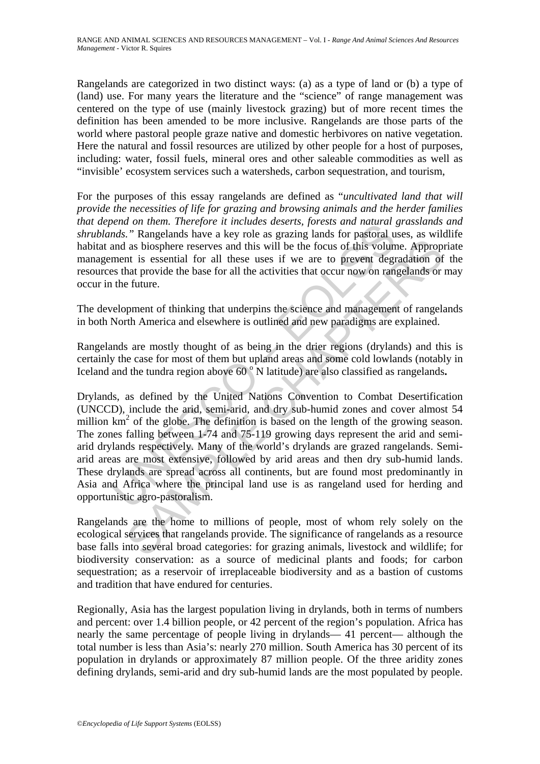Rangelands are categorized in two distinct ways: (a) as a type of land or (b) a type of (land) use. For many years the literature and the "science" of range management was centered on the type of use (mainly livestock grazing) but of more recent times the definition has been amended to be more inclusive. Rangelands are those parts of the world where pastoral people graze native and domestic herbivores on native vegetation. Here the natural and fossil resources are utilized by other people for a host of purposes, including: water, fossil fuels, mineral ores and other saleable commodities as well as "invisible' ecosystem services such a watersheds, carbon sequestration, and tourism,

For the purposes of this essay rangelands are defined as "*uncultivated land that will provide the necessities of life for grazing and browsing animals and the herder families that depend on them. Therefore it includes deserts, forests and natural grasslands and shrublands.*" Rangelands have a key role as grazing lands for pastoral uses, as wildlife habitat and as biosphere reserves and this will be the focus of this volume. Appropriate management is essential for all these uses if we are to prevent degradation of the resources that provide the base for all the activities that occur now on rangelands or may occur in the future.

The development of thinking that underpins the science and management of rangelands in both North America and elsewhere is outlined and new paradigms are explained.

Rangelands are mostly thought of as being in the drier regions (drylands) and this is certainly the case for most of them but upland areas and some cold lowlands (notably in Iceland and the tundra region above 60 $^{o}$ N latitude) are also classified as rangelands**.**

Drylands, as defined by the United Nations Convention to Combat Desertification (UNCCD), include the arid, semi-arid, and dry sub-humid zones and cover almost 54 million km$^2$ of the globe. The definition is based on the length of the growing season. The zones falling between 1-74 and 75-119 growing days represent the arid and semi-arid drylands respectively. Many of the world's drylands are grazed rangelands. Semi-arid areas are most extensive, followed by arid areas and then dry sub-humid lands. These drylands are spread across all continents, but are found most predominantly in Asia and Africa where the principal land use is as rangeland used for herding and opportunistic agro-pastoralism.

Rangelands are the home to millions of people, most of whom rely solely on the ecological services that rangelands provide. The significance of rangelands as a resource base falls into several broad categories: for grazing animals, livestock and wildlife; for biodiversity conservation: as a source of medicinal plants and foods; for carbon sequestration; as a reservoir of irreplaceable biodiversity and as a bastion of customs and tradition that have endured for centuries.

Regionally, Asia has the largest population living in drylands, both in terms of numbers and percent: over 1.4 billion people, or 42 percent of the region's population. Africa has nearly the same percentage of people living in drylands— 41 percent— although the total number is less than Asia's: nearly 270 million. South America has 30 percent of its population in drylands or approximately 87 million people. Of the three aridity zones defining drylands, semi-arid and dry sub-humid lands are the most populated by people.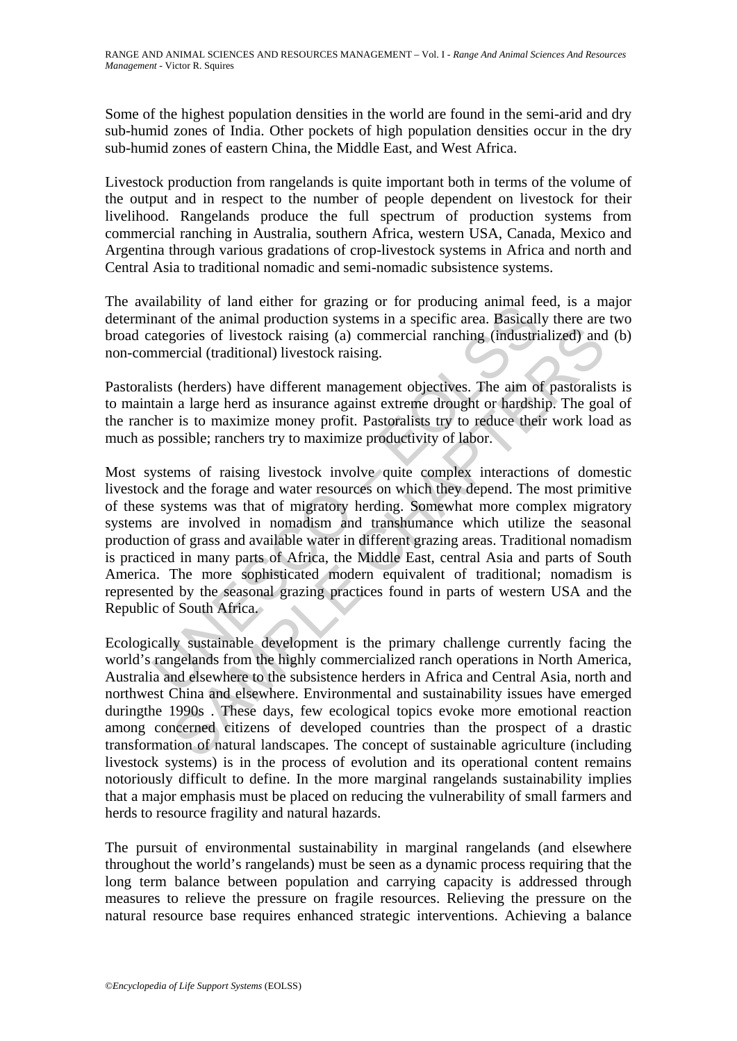Some of the highest population densities in the world are found in the semi-arid and dry sub-humid zones of India. Other pockets of high population densities occur in the dry sub-humid zones of eastern China, the Middle East, and West Africa.

Livestock production from rangelands is quite important both in terms of the volume of the output and in respect to the number of people dependent on livestock for their livelihood. Rangelands produce the full spectrum of production systems from commercial ranching in Australia, southern Africa, western USA, Canada, Mexico and Argentina through various gradations of crop-livestock systems in Africa and north and Central Asia to traditional nomadic and semi-nomadic subsistence systems.

The availability of land either for grazing or for producing animal feed, is a major determinant of the animal production systems in a specific area. Basically there are two broad categories of livestock raising (a) commercial ranching (industrialized) and (b) non-commercial (traditional) livestock raising.

Pastoralists (herders) have different management objectives. The aim of pastoralists is to maintain a large herd as insurance against extreme drought or hardship. The goal of the rancher is to maximize money profit. Pastoralists try to reduce their work load as much as possible; ranchers try to maximize productivity of labor.

Most systems of raising livestock involve quite complex interactions of domestic livestock and the forage and water resources on which they depend. The most primitive of these systems was that of migratory herding. Somewhat more complex migratory systems are involved in nomadism and transhumance which utilize the seasonal production of grass and available water in different grazing areas. Traditional nomadism is practiced in many parts of Africa, the Middle East, central Asia and parts of South America. The more sophisticated modern equivalent of traditional; nomadism is represented by the seasonal grazing practices found in parts of western USA and the Republic of South Africa.

Ecologically sustainable development is the primary challenge currently facing the world's rangelands from the highly commercialized ranch operations in North America, Australia and elsewhere to the subsistence herders in Africa and Central Asia, north and northwest China and elsewhere. Environmental and sustainability issues have emerged duringthe 1990s . These days, few ecological topics evoke more emotional reaction among concerned citizens of developed countries than the prospect of a drastic transformation of natural landscapes. The concept of sustainable agriculture (including livestock systems) is in the process of evolution and its operational content remains notoriously difficult to define. In the more marginal rangelands sustainability implies that a major emphasis must be placed on reducing the vulnerability of small farmers and herds to resource fragility and natural hazards.

The pursuit of environmental sustainability in marginal rangelands (and elsewhere throughout the world's rangelands) must be seen as a dynamic process requiring that the long term balance between population and carrying capacity is addressed through measures to relieve the pressure on fragile resources. Relieving the pressure on the natural resource base requires enhanced strategic interventions. Achieving a balance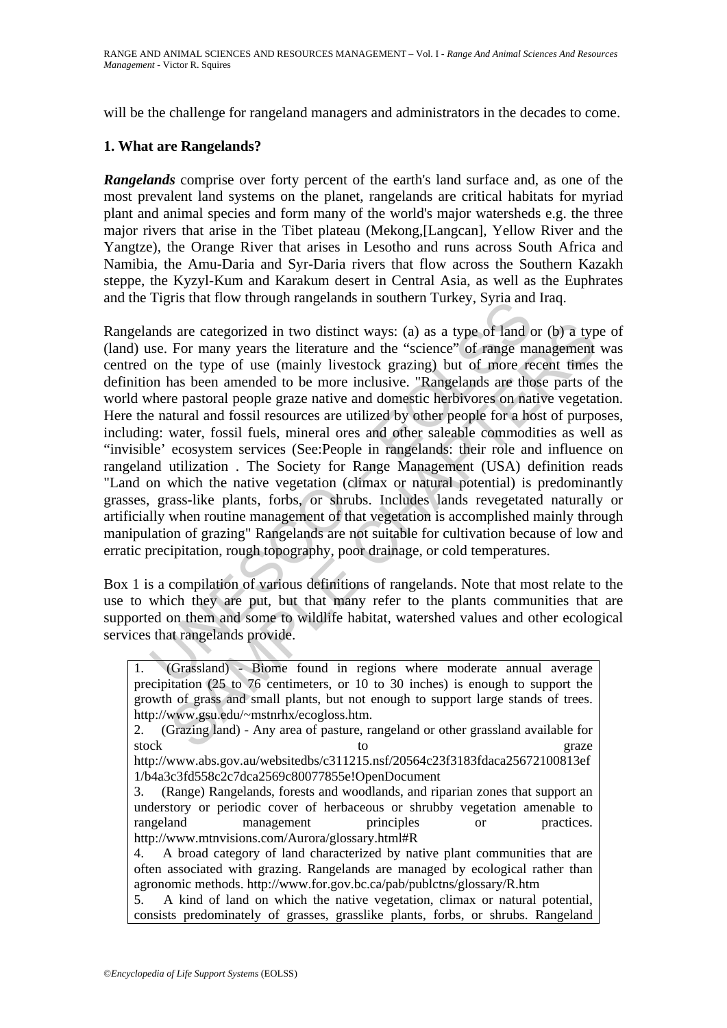will be the challenge for rangeland managers and administrators in the decades to come.

## 1. What are Rangelands?

***Rangelands*** comprise over forty percent of the earth's land surface and, as one of the most prevalent land systems on the planet, rangelands are critical habitats for myriad plant and animal species and form many of the world's major watersheds e.g. the three major rivers that arise in the Tibet plateau (Mekong,[Langcan], Yellow River and the Yangtze), the Orange River that arises in Lesotho and runs across South Africa and Namibia, the Amu-Daria and Syr-Daria rivers that flow across the Southern Kazakh steppe, the Kyzyl-Kum and Karakum desert in Central Asia, as well as the Euphrates and the Tigris that flow through rangelands in southern Turkey, Syria and Iraq.

Rangelands are categorized in two distinct ways: (a) as a type of land or (b) a type of (land) use. For many years the literature and the "science" of range management was centred on the type of use (mainly livestock grazing) but of more recent times the definition has been amended to be more inclusive. "Rangelands are those parts of the world where pastoral people graze native and domestic herbivores on native vegetation. Here the natural and fossil resources are utilized by other people for a host of purposes, including: water, fossil fuels, mineral ores and other saleable commodities as well as "invisible' ecosystem services (See:People in rangelands: their role and influence on rangeland utilization . The Society for Range Management (USA) definition reads "Land on which the native vegetation (climax or natural potential) is predominantly grasses, grass-like plants, forbs, or shrubs. Includes lands revegetated naturally or artificially when routine management of that vegetation is accomplished mainly through manipulation of grazing" Rangelands are not suitable for cultivation because of low and erratic precipitation, rough topography, poor drainage, or cold temperatures.

Box 1 is a compilation of various definitions of rangelands. Note that most relate to the use to which they are put, but that many refer to the plants communities that are supported on them and some to wildlife habitat, watershed values and other ecological services that rangelands provide.

1. (Grassland) - Biome found in regions where moderate annual average precipitation (25 to 76 centimeters, or 10 to 30 inches) is enough to support the growth of grass and small plants, but not enough to support large stands of trees. http://www.gsu.edu/~mstnrhx/ecogloss.htm.
2. (Grazing land) - Any area of pasture, rangeland or other grassland available for stock to graze http://www.abs.gov.au/websitedbs/c311215.nsf/20564c23f3183fdaca25672100813ef1/b4a3c3fd558c2c7dca2569c80077855e!OpenDocument
3. (Range) Rangelands, forests and woodlands, and riparian zones that support an understory or periodic cover of herbaceous or shrubby vegetation amenable to rangeland management principles or practices. http://www.mtnvisions.com/Aurora/glossary.html#R
4. A broad category of land characterized by native plant communities that are often associated with grazing. Rangelands are managed by ecological rather than agronomic methods. http://www.for.gov.bc.ca/pab/publctns/glossary/R.htm
5. A kind of land on which the native vegetation, climax or natural potential, consists predominately of grasses, grasslike plants, forbs, or shrubs. Rangeland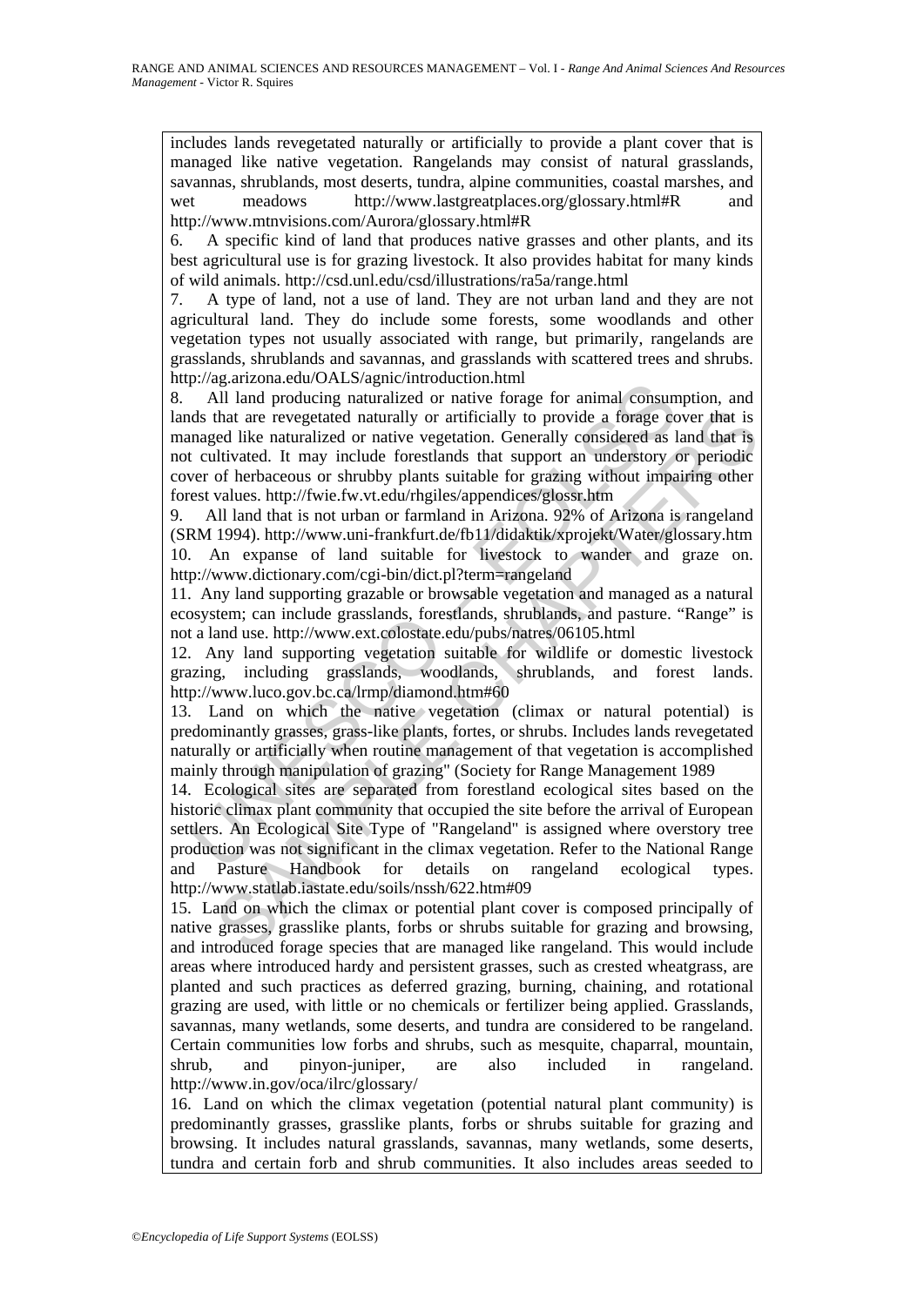includes lands revegetated naturally or artificially to provide a plant cover that is managed like native vegetation. Rangelands may consist of natural grasslands, savannas, shrublands, most deserts, tundra, alpine communities, coastal marshes, and wet meadows http://www.lastgreatplaces.org/glossary.html#R and http://www.mtnvisions.com/Aurora/glossary.html#R

6. A specific kind of land that produces native grasses and other plants, and its best agricultural use is for grazing livestock. It also provides habitat for many kinds of wild animals. http://csd.unl.edu/csd/illustrations/ra5a/range.html

7. A type of land, not a use of land. They are not urban land and they are not agricultural land. They do include some forests, some woodlands and other vegetation types not usually associated with range, but primarily, rangelands are grasslands, shrublands and savannas, and grasslands with scattered trees and shrubs. http://ag.arizona.edu/OALS/agnic/introduction.html

8. All land producing naturalized or native forage for animal consumption, and lands that are revegetated naturally or artificially to provide a forage cover that is managed like naturalized or native vegetation. Generally considered as land that is not cultivated. It may include forestlands that support an understory or periodic cover of herbaceous or shrubby plants suitable for grazing without impairing other forest values. http://fwie.fw.vt.edu/rhgiles/appendices/glossr.htm

9. All land that is not urban or farmland in Arizona. 92% of Arizona is rangeland (SRM 1994). http://www.uni-frankfurt.de/fb11/didaktik/xprojekt/Water/glossary.htm

10. An expanse of land suitable for livestock to wander and graze on. http://www.dictionary.com/cgi-bin/dict.pl?term=rangeland

11. Any land supporting grazable or browsable vegetation and managed as a natural ecosystem; can include grasslands, forestlands, shrublands, and pasture. "Range" is not a land use. http://www.ext.colostate.edu/pubs/natres/06105.html

12. Any land supporting vegetation suitable for wildlife or domestic livestock grazing, including grasslands, woodlands, shrublands, and forest lands. http://www.luco.gov.bc.ca/lrmp/diamond.htm#60

13. Land on which the native vegetation (climax or natural potential) is predominantly grasses, grass-like plants, fortes, or shrubs. Includes lands revegetated naturally or artificially when routine management of that vegetation is accomplished mainly through manipulation of grazing" (Society for Range Management 1989

14. Ecological sites are separated from forestland ecological sites based on the historic climax plant community that occupied the site before the arrival of European settlers. An Ecological Site Type of "Rangeland" is assigned where overstory tree production was not significant in the climax vegetation. Refer to the National Range and Pasture Handbook for details on rangeland ecological types. http://www.statlab.iastate.edu/soils/nssh/622.htm#09

15. Land on which the climax or potential plant cover is composed principally of native grasses, grasslike plants, forbs or shrubs suitable for grazing and browsing, and introduced forage species that are managed like rangeland. This would include areas where introduced hardy and persistent grasses, such as crested wheatgrass, are planted and such practices as deferred grazing, burning, chaining, and rotational grazing are used, with little or no chemicals or fertilizer being applied. Grasslands, savannas, many wetlands, some deserts, and tundra are considered to be rangeland. Certain communities low forbs and shrubs, such as mesquite, chaparral, mountain, shrub, and pinyon-juniper, are also included in rangeland. http://www.in.gov/oca/ilrc/glossary/

16. Land on which the climax vegetation (potential natural plant community) is predominantly grasses, grasslike plants, forbs or shrubs suitable for grazing and browsing. It includes natural grasslands, savannas, many wetlands, some deserts, tundra and certain forb and shrub communities. It also includes areas seeded to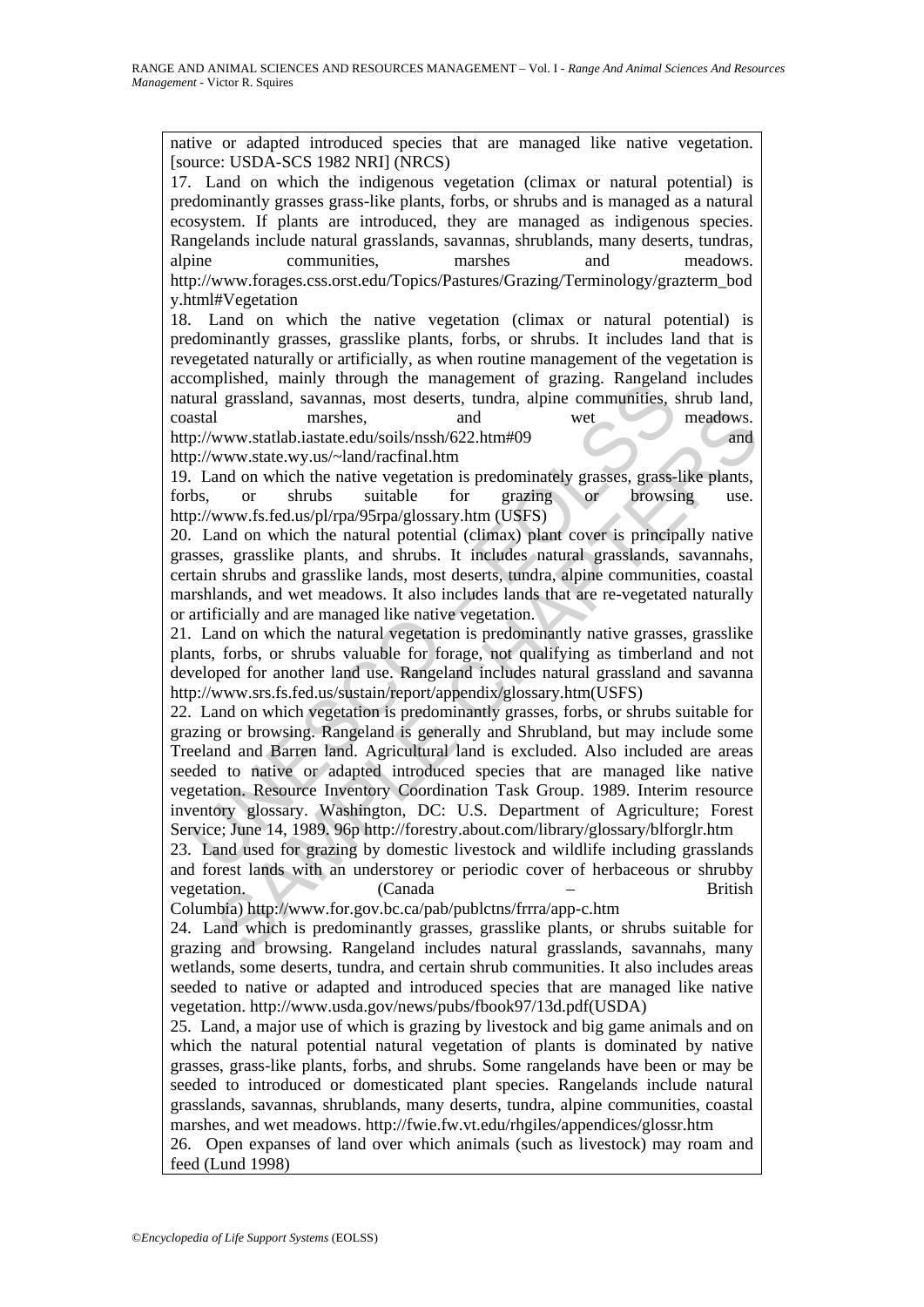native or adapted introduced species that are managed like native vegetation. [source: USDA-SCS 1982 NRI] (NRCS)

17. Land on which the indigenous vegetation (climax or natural potential) is predominantly grasses grass-like plants, forbs, or shrubs and is managed as a natural ecosystem. If plants are introduced, they are managed as indigenous species. Rangelands include natural grasslands, savannas, shrublands, many deserts, tundras, alpine communities, marshes and meadows. http://www.forages.css.orst.edu/Topics/Pastures/Grazing/Terminology/grazterm_body.html#Vegetation

18. Land on which the native vegetation (climax or natural potential) is predominantly grasses, grasslike plants, forbs, or shrubs. It includes land that is revegetated naturally or artificially, as when routine management of the vegetation is accomplished, mainly through the management of grazing. Rangeland includes natural grassland, savannas, most deserts, tundra, alpine communities, shrub land, coastal marshes, and wet meadows. http://www.statlab.iastate.edu/soils/nssh/622.htm#09 and http://www.state.wy.us/~land/racfinal.htm

19. Land on which the native vegetation is predominately grasses, grass-like plants, forbs, or shrubs suitable for grazing or browsing use. http://www.fs.fed.us/pl/rpa/95rpa/glossary.htm (USFS)

20. Land on which the natural potential (climax) plant cover is principally native grasses, grasslike plants, and shrubs. It includes natural grasslands, savannahs, certain shrubs and grasslike lands, most deserts, tundra, alpine communities, coastal marshlands, and wet meadows. It also includes lands that are re-vegetated naturally or artificially and are managed like native vegetation.

21. Land on which the natural vegetation is predominantly native grasses, grasslike plants, forbs, or shrubs valuable for forage, not qualifying as timberland and not developed for another land use. Rangeland includes natural grassland and savanna http://www.srs.fs.fed.us/sustain/report/appendix/glossary.htm(USFS)

22. Land on which vegetation is predominantly grasses, forbs, or shrubs suitable for grazing or browsing. Rangeland is generally and Shrubland, but may include some Treeland and Barren land. Agricultural land is excluded. Also included are areas seeded to native or adapted introduced species that are managed like native vegetation. Resource Inventory Coordination Task Group. 1989. Interim resource inventory glossary. Washington, DC: U.S. Department of Agriculture; Forest Service; June 14, 1989. 96p http://forestry.about.com/library/glossary/blforglr.htm

23. Land used for grazing by domestic livestock and wildlife including grasslands and forest lands with an understorey or periodic cover of herbaceous or shrubby vegetation. (Canada – British Columbia) http://www.for.gov.bc.ca/pab/publctns/frrra/app-c.htm

24. Land which is predominantly grasses, grasslike plants, or shrubs suitable for grazing and browsing. Rangeland includes natural grasslands, savannahs, many wetlands, some deserts, tundra, and certain shrub communities. It also includes areas seeded to native or adapted and introduced species that are managed like native vegetation. http://www.usda.gov/news/pubs/fbook97/13d.pdf(USDA)

25. Land, a major use of which is grazing by livestock and big game animals and on which the natural potential natural vegetation of plants is dominated by native grasses, grass-like plants, forbs, and shrubs. Some rangelands have been or may be seeded to introduced or domesticated plant species. Rangelands include natural grasslands, savannas, shrublands, many deserts, tundra, alpine communities, coastal marshes, and wet meadows. http://fwie.fw.vt.edu/rhgiles/appendices/glossr.htm

26. Open expanses of land over which animals (such as livestock) may roam and feed (Lund 1998)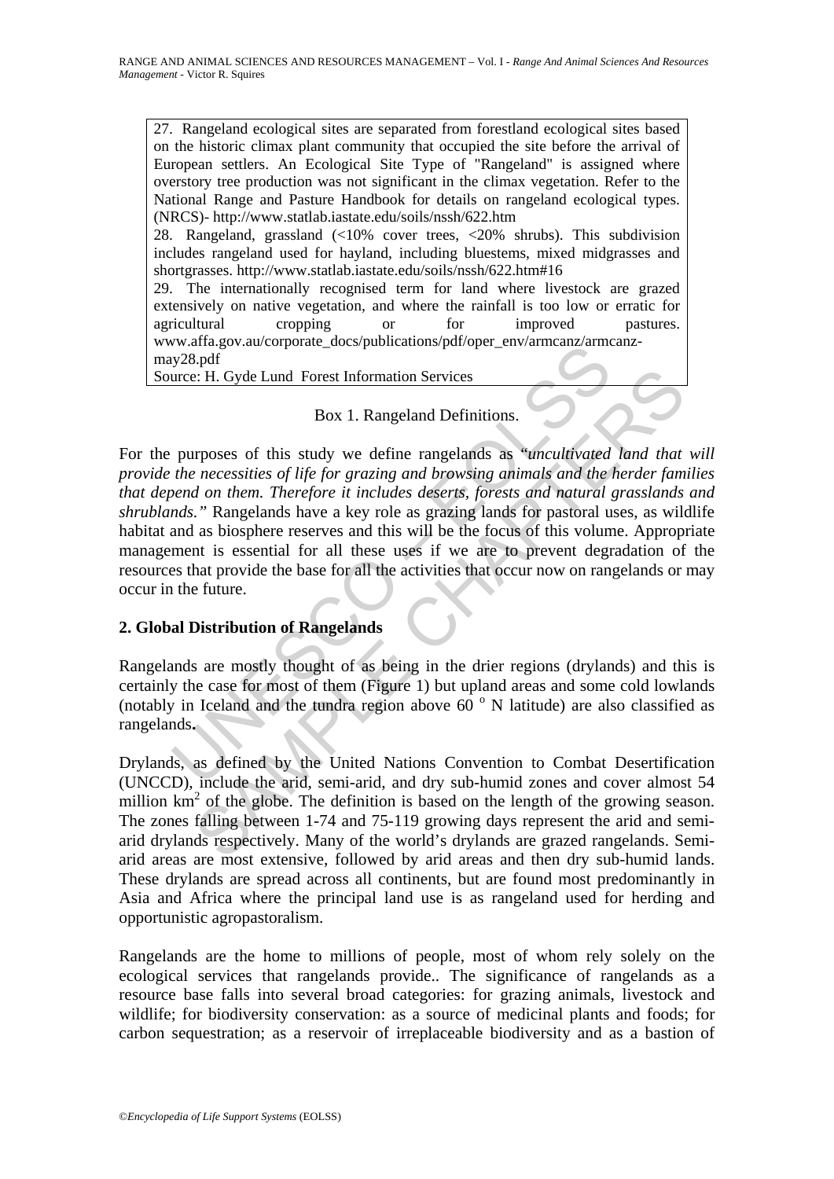27. Rangeland ecological sites are separated from forestland ecological sites based on the historic climax plant community that occupied the site before the arrival of European settlers. An Ecological Site Type of "Rangeland" is assigned where overstory tree production was not significant in the climax vegetation. Refer to the National Range and Pasture Handbook for details on rangeland ecological types. (NRCS)- http://www.statlab.iastate.edu/soils/nssh/622.htm

28. Rangeland, grassland (<10% cover trees, <20% shrubs). This subdivision includes rangeland used for hayland, including bluestems, mixed midgrasses and shortgrasses. http://www.statlab.iastate.edu/soils/nssh/622.htm#16

29. The internationally recognised term for land where livestock are grazed extensively on native vegetation, and where the rainfall is too low or erratic for agricultural cropping or for improved pastures. www.affa.gov.au/corporate_docs/publications/pdf/oper_env/armcanz/armcanz-may28.pdf

Source: H. Gyde Lund Forest Information Services

Box 1. Rangeland Definitions.

For the purposes of this study we define rangelands as "*uncultivated land that will provide the necessities of life for grazing and browsing animals and the herder families that depend on them. Therefore it includes deserts, forests and natural grasslands and shrublands.*" Rangelands have a key role as grazing lands for pastoral uses, as wildlife habitat and as biosphere reserves and this will be the focus of this volume. Appropriate management is essential for all these uses if we are to prevent degradation of the resources that provide the base for all the activities that occur now on rangelands or may occur in the future.

## 2. Global Distribution of Rangelands

Rangelands are mostly thought of as being in the drier regions (drylands) and this is certainly the case for most of them (Figure 1) but upland areas and some cold lowlands (notably in Iceland and the tundra region above 60 $^{o}$ N latitude) are also classified as rangelands**.**

Drylands, as defined by the United Nations Convention to Combat Desertification (UNCCD), include the arid, semi-arid, and dry sub-humid zones and cover almost 54 million km$^2$ of the globe. The definition is based on the length of the growing season. The zones falling between 1-74 and 75-119 growing days represent the arid and semi-arid drylands respectively. Many of the world's drylands are grazed rangelands. Semi-arid areas are most extensive, followed by arid areas and then dry sub-humid lands. These drylands are spread across all continents, but are found most predominantly in Asia and Africa where the principal land use is as rangeland used for herding and opportunistic agropastoralism.

Rangelands are the home to millions of people, most of whom rely solely on the ecological services that rangelands provide.. The significance of rangelands as a resource base falls into several broad categories: for grazing animals, livestock and wildlife; for biodiversity conservation: as a source of medicinal plants and foods; for carbon sequestration; as a reservoir of irreplaceable biodiversity and as a bastion of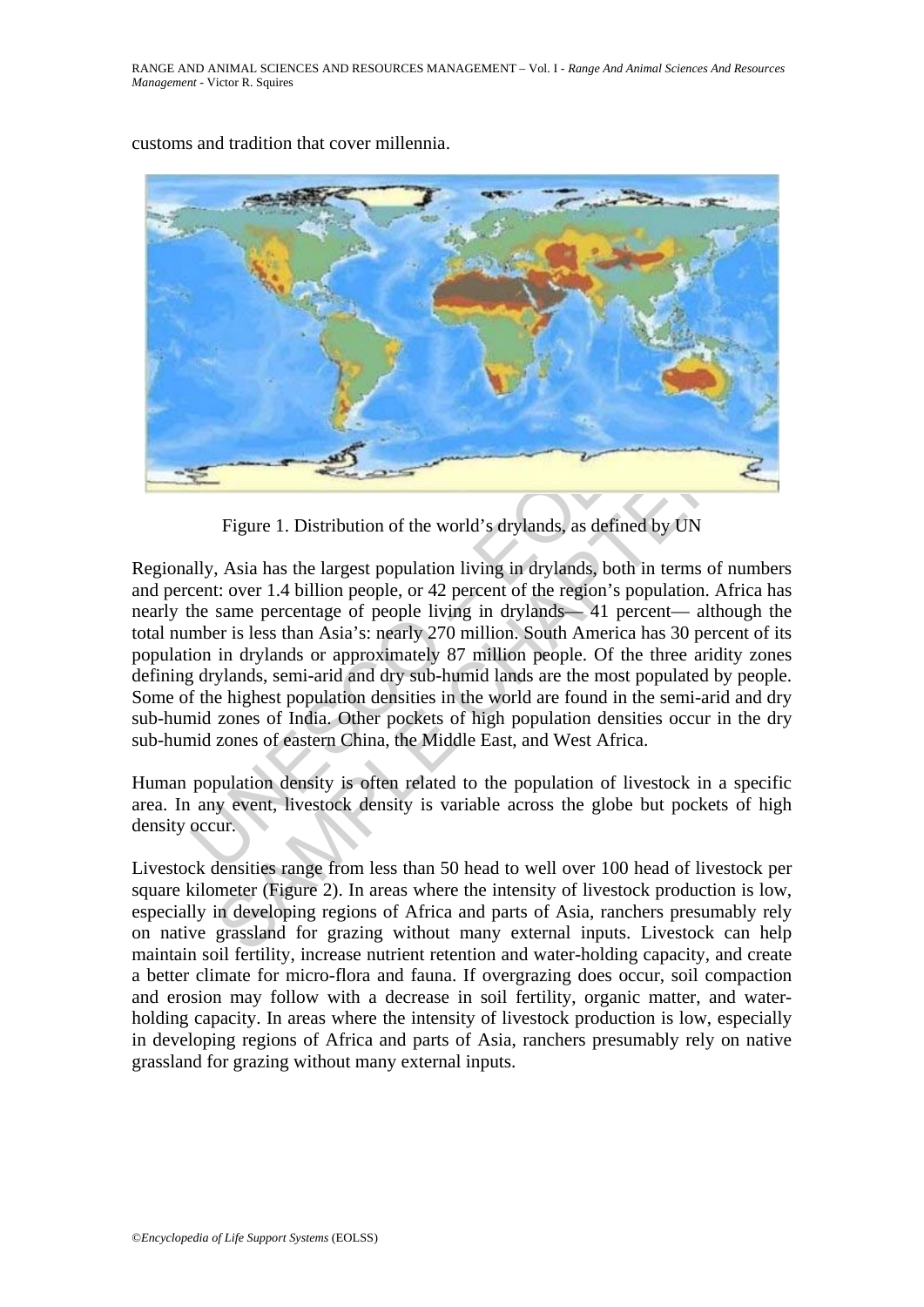customs and tradition that cover millennia.

Figure 1. Distribution of the world's drylands, as defined by UN

Regionally, Asia has the largest population living in drylands, both in terms of numbers and percent: over 1.4 billion people, or 42 percent of the region's population. Africa has nearly the same percentage of people living in drylands— 41 percent— although the total number is less than Asia's: nearly 270 million. South America has 30 percent of its population in drylands or approximately 87 million people. Of the three aridity zones defining drylands, semi-arid and dry sub-humid lands are the most populated by people. Some of the highest population densities in the world are found in the semi-arid and dry sub-humid zones of India. Other pockets of high population densities occur in the dry sub-humid zones of eastern China, the Middle East, and West Africa.

Human population density is often related to the population of livestock in a specific area. In any event, livestock density is variable across the globe but pockets of high density occur.

Livestock densities range from less than 50 head to well over 100 head of livestock per square kilometer (Figure 2). In areas where the intensity of livestock production is low, especially in developing regions of Africa and parts of Asia, ranchers presumably rely on native grassland for grazing without many external inputs. Livestock can help maintain soil fertility, increase nutrient retention and water-holding capacity, and create a better climate for micro-flora and fauna. If overgrazing does occur, soil compaction and erosion may follow with a decrease in soil fertility, organic matter, and water-holding capacity. In areas where the intensity of livestock production is low, especially in developing regions of Africa and parts of Asia, ranchers presumably rely on native grassland for grazing without many external inputs.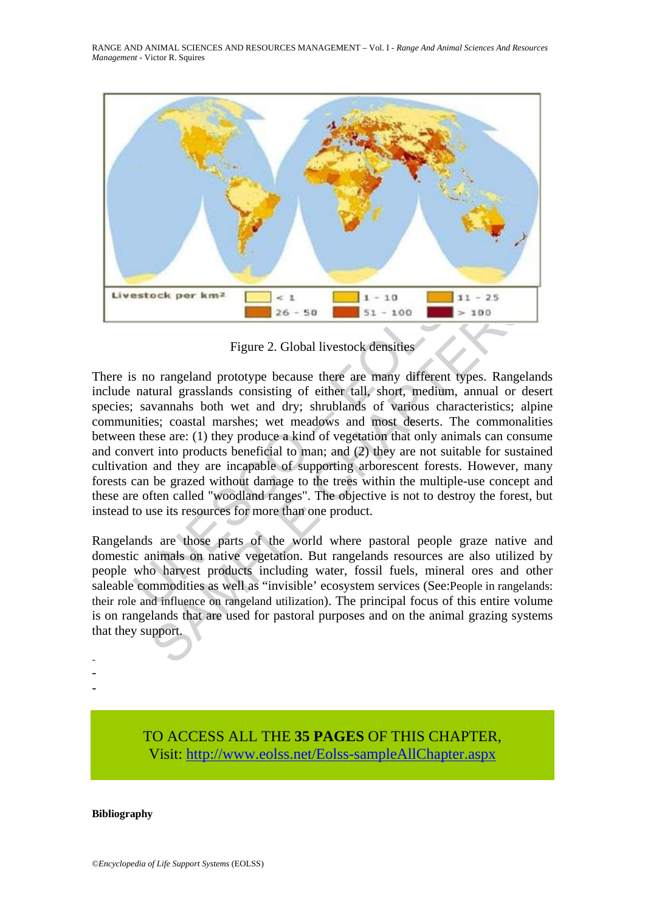Figure 2. Global livestock densities

There is no rangeland prototype because there are many different types. Rangelands include natural grasslands consisting of either tall, short, medium, annual or desert species; savannahs both wet and dry; shrublands of various characteristics; alpine communities; coastal marshes; wet meadows and most deserts. The commonalities between these are: (1) they produce a kind of vegetation that only animals can consume and convert into products beneficial to man; and (2) they are not suitable for sustained cultivation and they are incapable of supporting arborescent forests. However, many forests can be grazed without damage to the trees within the multiple-use concept and these are often called "woodland ranges". The objective is not to destroy the forest, but instead to use its resources for more than one product.

Rangelands are those parts of the world where pastoral people graze native and domestic animals on native vegetation. But rangelands resources are also utilized by people who harvest products including water, fossil fuels, mineral ores and other saleable commodities as well as "invisible' ecosystem services (See:People in rangelands: their role and influence on rangeland utilization). The principal focus of this entire volume is on rangelands that are used for pastoral purposes and on the animal grazing systems that they support.

-
-
-

TO ACCESS ALL THE **35 PAGES** OF THIS CHAPTER,
Visit: http://www.eolss.net/Eolss-sampleAllChapter.aspx

**Bibliography**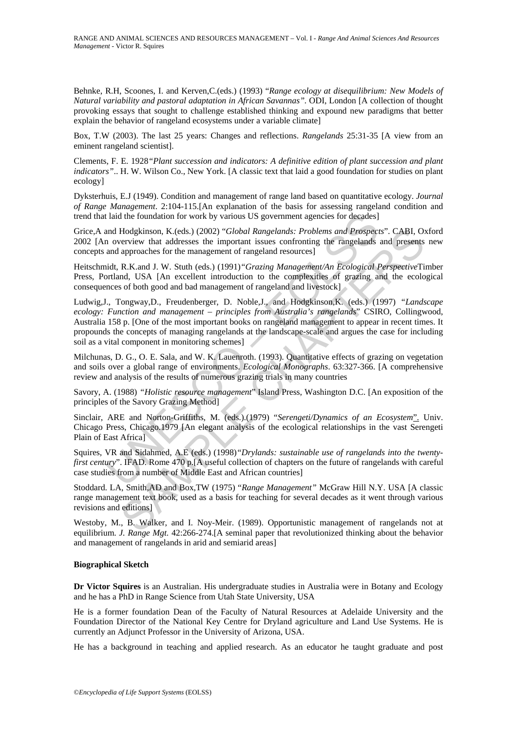Behnke, R.H, Scoones, I. and Kerven,C.(eds.) (1993) "*Range ecology at disequilibrium: New Models of Natural variability and pastoral adaptation in African Savannas"*. ODI, London [A collection of thought provoking essays that sought to challenge established thinking and expound new paradigms that better explain the behavior of rangeland ecosystems under a variable climate]

Box, T.W (2003). The last 25 years: Changes and reflections. *Rangelands* 25:31-35 [A view from an eminent rangeland scientist].

Clements, F. E. 1928*"Plant succession and indicators: A definitive edition of plant succession and plant indicators"*.. H. W. Wilson Co., New York. [A classic text that laid a good foundation for studies on plant ecology]

Dyksterhuis, E.J (1949). Condition and management of range land based on quantitative ecology. *Journal of Range Management*. 2:104-115.[An explanation of the basis for assessing rangeland condition and trend that laid the foundation for work by various US government agencies for decades]

Grice,A and Hodgkinson, K.(eds.) (2002) "*Global Rangelands: Problems and Prospects*". CABI, Oxford 2002 [An overview that addresses the important issues confronting the rangelands and presents new concepts and approaches for the management of rangeland resources]

Heitschmidt, R.K.and J. W. Stuth (eds.) (1991)*"Grazing Management/An Ecological Perspective*Timber Press, Portland, USA [An excellent introduction to the complexities of grazing and the ecological consequences of both good and bad management of rangeland and livestock]

Ludwig,J., Tongway,D., Freudenberger, D. Noble,J., and Hodgkinson,K. (eds.) (1997) *"Landscape ecology: Function and management – principles from Australia's rangelands*" CSIRO, Collingwood, Australia 158 p. [One of the most important books on rangeland management to appear in recent times. It propounds the concepts of managing rangelands at the landscape-scale and argues the case for including soil as a vital component in monitoring schemes]

Milchunas, D. G., O. E. Sala, and W. K. Lauenroth. (1993). Quantitative effects of grazing on vegetation and soils over a global range of environments. *Ecological Monographs*. 63:327-366. [A comprehensive review and analysis of the results of numerous grazing trials in many countries

Savory, A. (1988) *"Holistic resource management*" Island Press, Washington D.C. [An exposition of the principles of the Savory Grazing Method]

Sinclair, ARE and Norton-Griffiths, M. (eds.).(1979) "*Serengeti/Dynamics of an Ecosystem*". Univ. Chicago Press, Chicago.1979 [An elegant analysis of the ecological relationships in the vast Serengeti Plain of East Africa]

Squires, VR and Sidahmed, A.E (eds.) (1998)*"Drylands: sustainable use of rangelands into the twenty-first century*". IFAD. Rome 470 p.[A useful collection of chapters on the future of rangelands with careful case studies from a number of Middle East and African countries]

Stoddard. LA, Smith,AD and Box,TW (1975) "*Range Management"* McGraw Hill N.Y. USA [A classic range management text book, used as a basis for teaching for several decades as it went through various revisions and editions]

Westoby, M., B. Walker, and I. Noy-Meir. (1989). Opportunistic management of rangelands not at equilibrium. *J. Range Mgt.* 42:266-274.[A seminal paper that revolutionized thinking about the behavior and management of rangelands in arid and semiarid areas]

**Biographical Sketch**

**Dr Victor Squires** is an Australian. His undergraduate studies in Australia were in Botany and Ecology and he has a PhD in Range Science from Utah State University, USA

He is a former foundation Dean of the Faculty of Natural Resources at Adelaide University and the Foundation Director of the National Key Centre for Dryland agriculture and Land Use Systems. He is currently an Adjunct Professor in the University of Arizona, USA.

He has a background in teaching and applied research. As an educator he taught graduate and post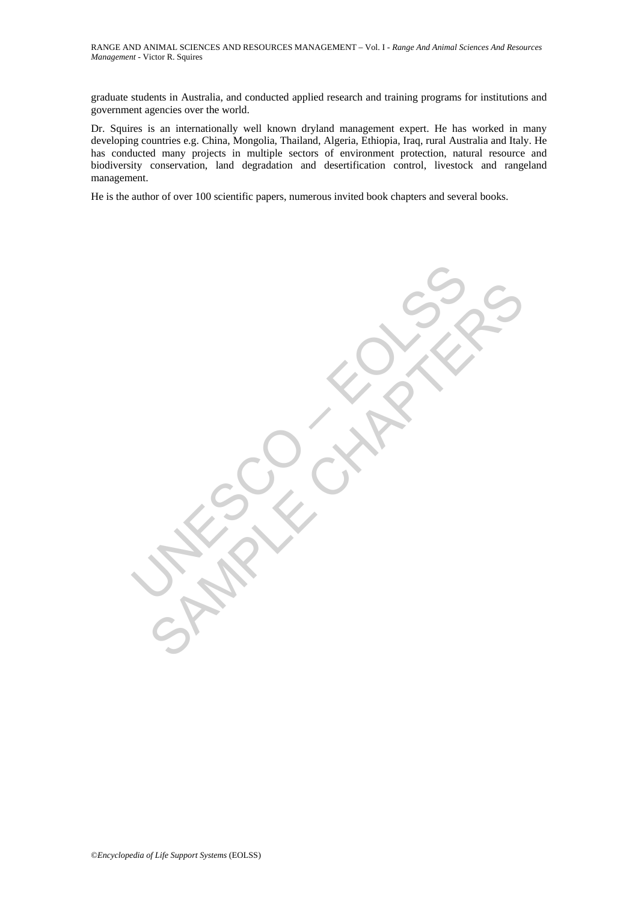graduate students in Australia, and conducted applied research and training programs for institutions and government agencies over the world.

Dr. Squires is an internationally well known dryland management expert. He has worked in many developing countries e.g. China, Mongolia, Thailand, Algeria, Ethiopia, Iraq, rural Australia and Italy. He has conducted many projects in multiple sectors of environment protection, natural resource and biodiversity conservation, land degradation and desertification control, livestock and rangeland management.

He is the author of over 100 scientific papers, numerous invited book chapters and several books.